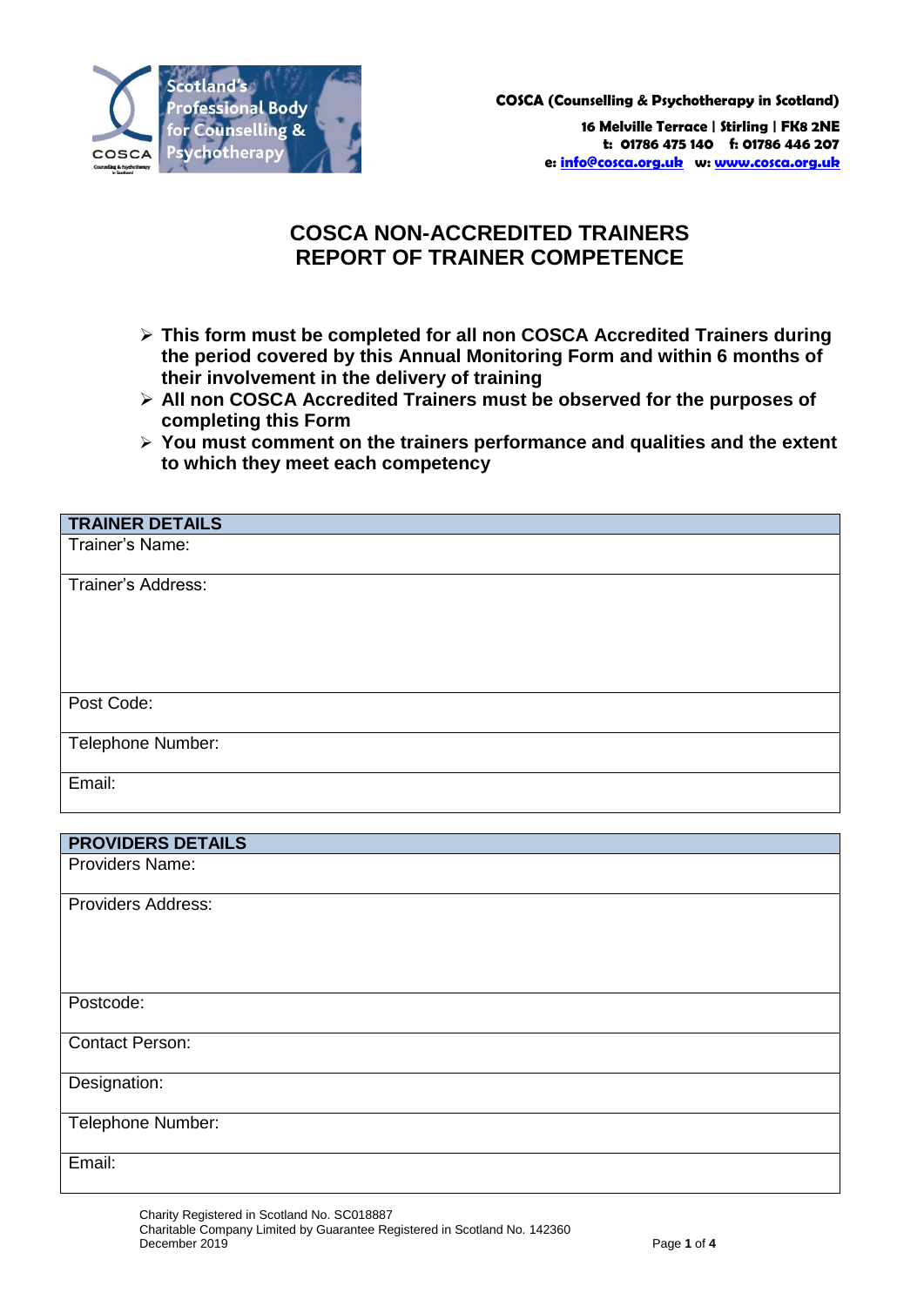COSCA (Counselling & Psychotherapy in Scotland)

16 Melville Terrace | Stirling | FK8 2NE
t: 01786 475 140 f: 01786 446 207
e: info@cosca.org.uk w: www.cosca.org.uk

# COSCA NON-ACCREDITED TRAINERS
# REPORT OF TRAINER COMPETENCE

- **This form must be completed for all non COSCA Accredited Trainers during the period covered by this Annual Monitoring Form and within 6 months of their involvement in the delivery of training**
- **All non COSCA Accredited Trainers must be observed for the purposes of completing this Form**
- **You must comment on the trainers performance and qualities and the extent to which they meet each competency**

| **TRAINER DETAILS** |
|---|
| Trainer's Name: |
| Trainer's Address: |
| Post Code: |
| Telephone Number: |
| Email: |

| **PROVIDERS DETAILS** |
|---|
| Providers Name: |
| Providers Address: |
| Postcode: |
| Contact Person: |
| Designation: |
| Telephone Number: |
| Email: |

Charity Registered in Scotland No. SC018887
Charitable Company Limited by Guarantee Registered in Scotland No. 142360
December 2019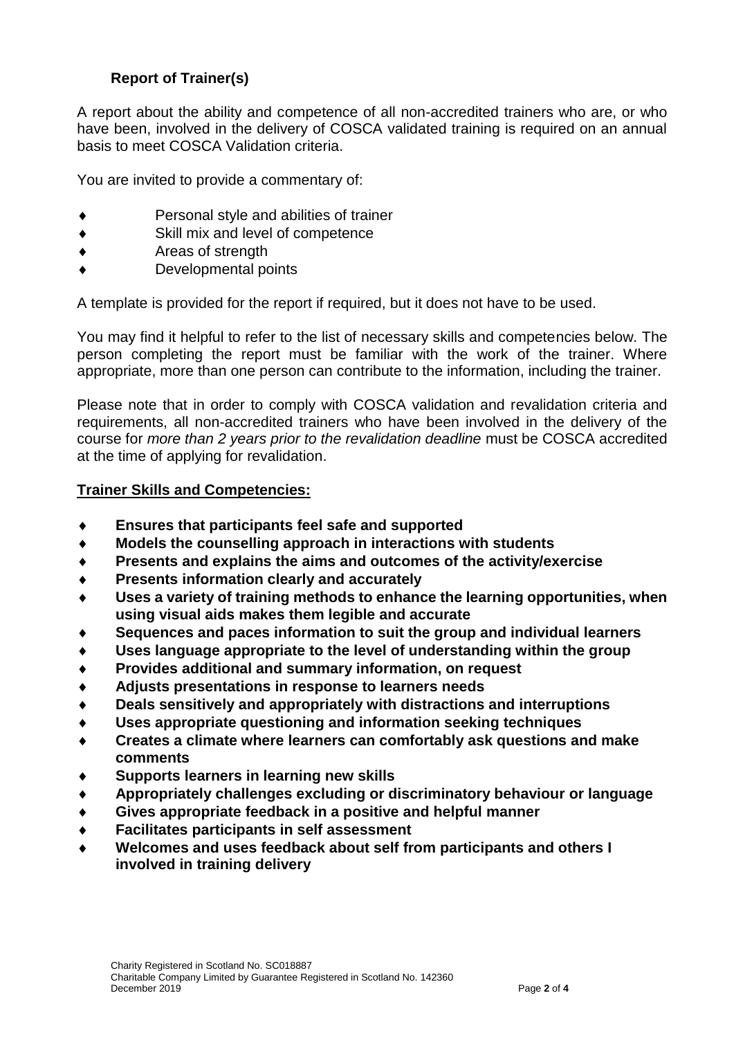## Report of Trainer(s)

A report about the ability and competence of all non-accredited trainers who are, or who have been, involved in the delivery of COSCA validated training is required on an annual basis to meet COSCA Validation criteria.

You are invited to provide a commentary of:

- Personal style and abilities of trainer
- Skill mix and level of competence
- Areas of strength
- Developmental points

A template is provided for the report if required, but it does not have to be used.

You may find it helpful to refer to the list of necessary skills and competencies below. The person completing the report must be familiar with the work of the trainer. Where appropriate, more than one person can contribute to the information, including the trainer.

Please note that in order to comply with COSCA validation and revalidation criteria and requirements, all non-accredited trainers who have been involved in the delivery of the course for *more than 2 years prior to the revalidation deadline* must be COSCA accredited at the time of applying for revalidation.

### Trainer Skills and Competencies:

- **Ensures that participants feel safe and supported**
- **Models the counselling approach in interactions with students**
- **Presents and explains the aims and outcomes of the activity/exercise**
- **Presents information clearly and accurately**
- **Uses a variety of training methods to enhance the learning opportunities, when using visual aids makes them legible and accurate**
- **Sequences and paces information to suit the group and individual learners**
- **Uses language appropriate to the level of understanding within the group**
- **Provides additional and summary information, on request**
- **Adjusts presentations in response to learners needs**
- **Deals sensitively and appropriately with distractions and interruptions**
- **Uses appropriate questioning and information seeking techniques**
- **Creates a climate where learners can comfortably ask questions and make comments**
- **Supports learners in learning new skills**
- **Appropriately challenges excluding or discriminatory behaviour or language**
- **Gives appropriate feedback in a positive and helpful manner**
- **Facilitates participants in self assessment**
- **Welcomes and uses feedback about self from participants and others I involved in training delivery**

Charity Registered in Scotland No. SC018887
Charitable Company Limited by Guarantee Registered in Scotland No. 142360
December 2019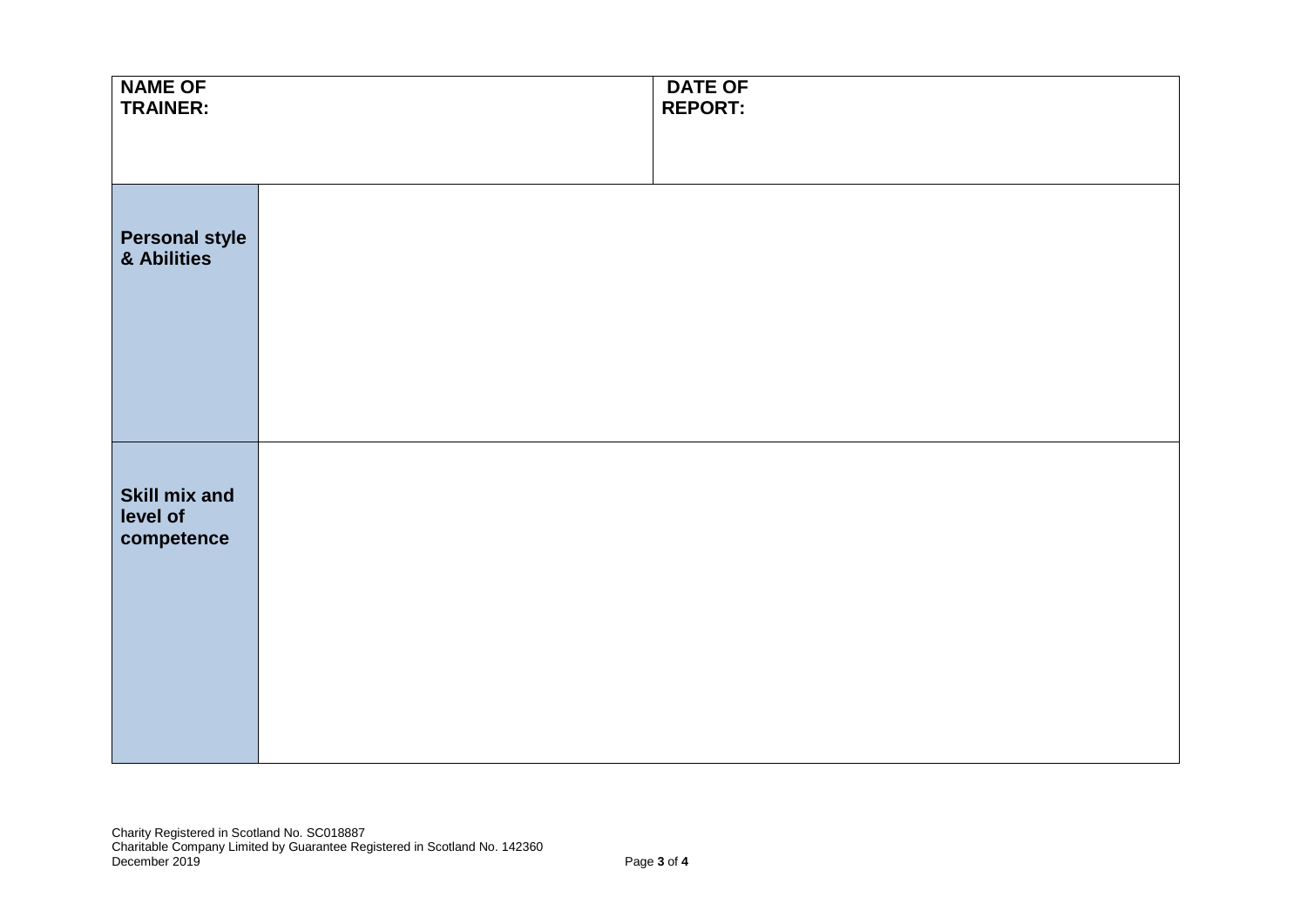| **NAME OF TRAINER:** | | **DATE OF REPORT:** |
|---|---|---|
| **Personal style & Abilities** | | |
| **Skill mix and level of competence** | | |

Charity Registered in Scotland No. SC018887
Charitable Company Limited by Guarantee Registered in Scotland No. 142360
December 2019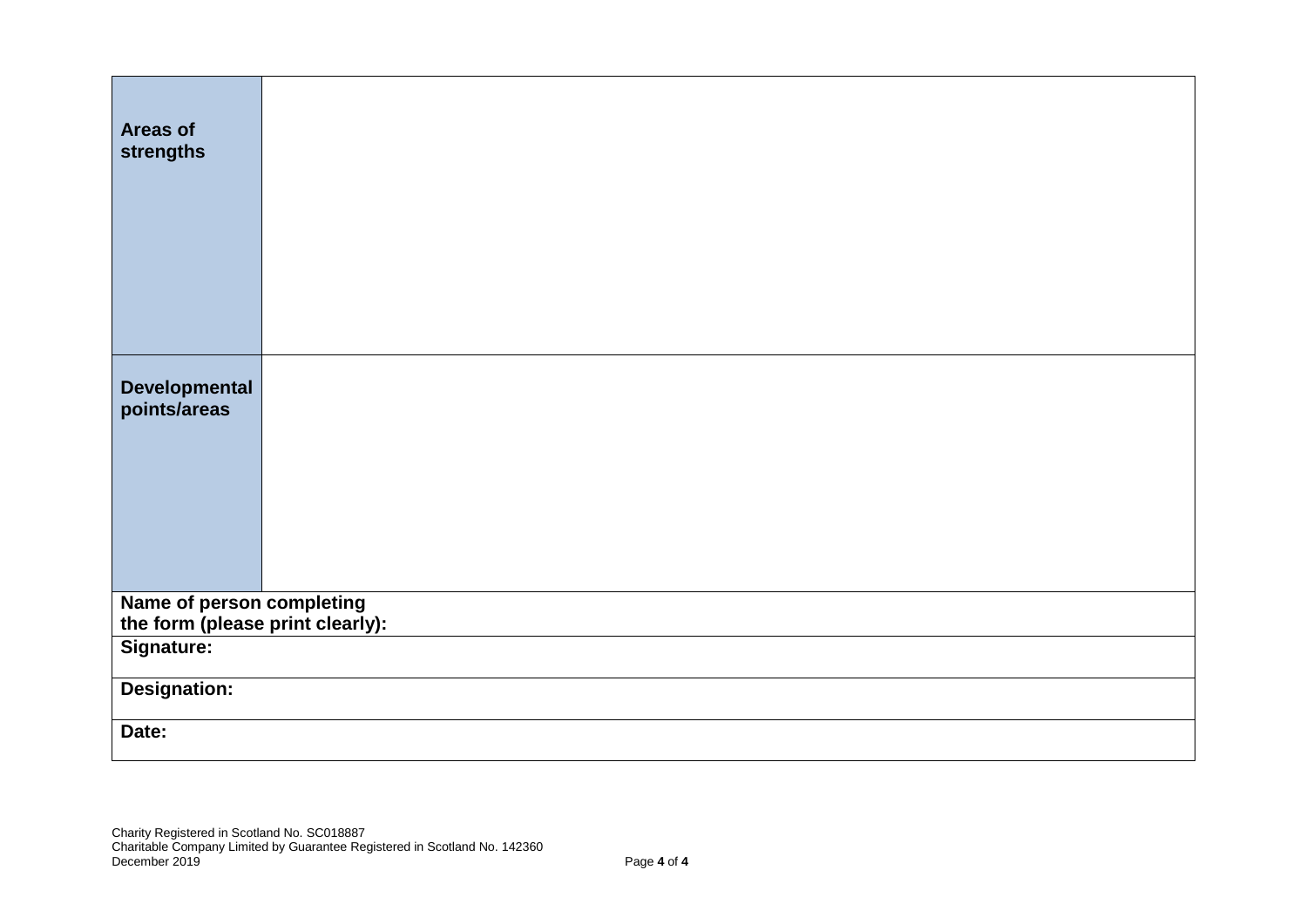| | |
|---|---|
| **Areas of strengths** | |
| **Developmental points/areas** | |
| **Name of person completing the form (please print clearly):** | |
| **Signature:** | |
| **Designation:** | |
| **Date:** | |

Charity Registered in Scotland No. SC018887
Charitable Company Limited by Guarantee Registered in Scotland No. 142360
December 2019